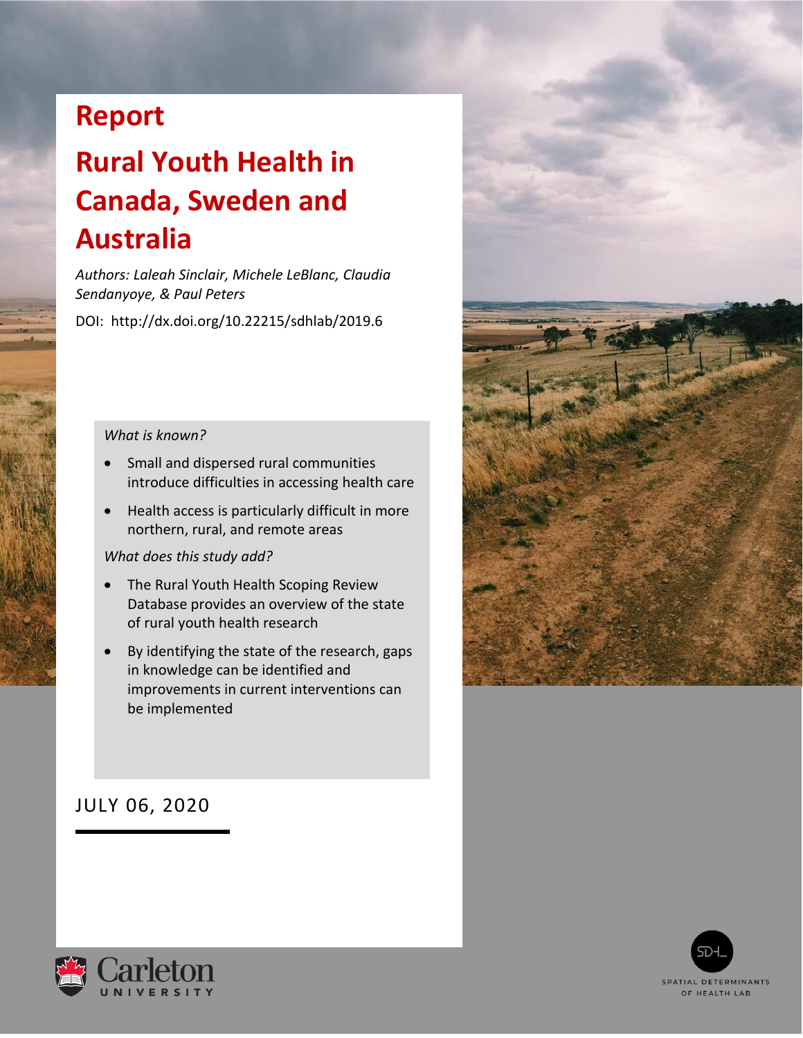# Report

# Rural Youth Health in Canada, Sweden and Australia

*Authors: Laleah Sinclair, Michele LeBlanc, Claudia Sendanyoye, & Paul Peters*

DOI: http://dx.doi.org/10.22215/sdhlab/2019.6

*What is known?*

- Small and dispersed rural communities introduce difficulties in accessing health care
- Health access is particularly difficult in more northern, rural, and remote areas

*What does this study add?*

- The Rural Youth Health Scoping Review Database provides an overview of the state of rural youth health research
- By identifying the state of the research, gaps in knowledge can be identified and improvements in current interventions can be implemented

JULY 06, 2020

Carleton UNIVERSITY

SPATIAL DETERMINANTS OF HEALTH LAB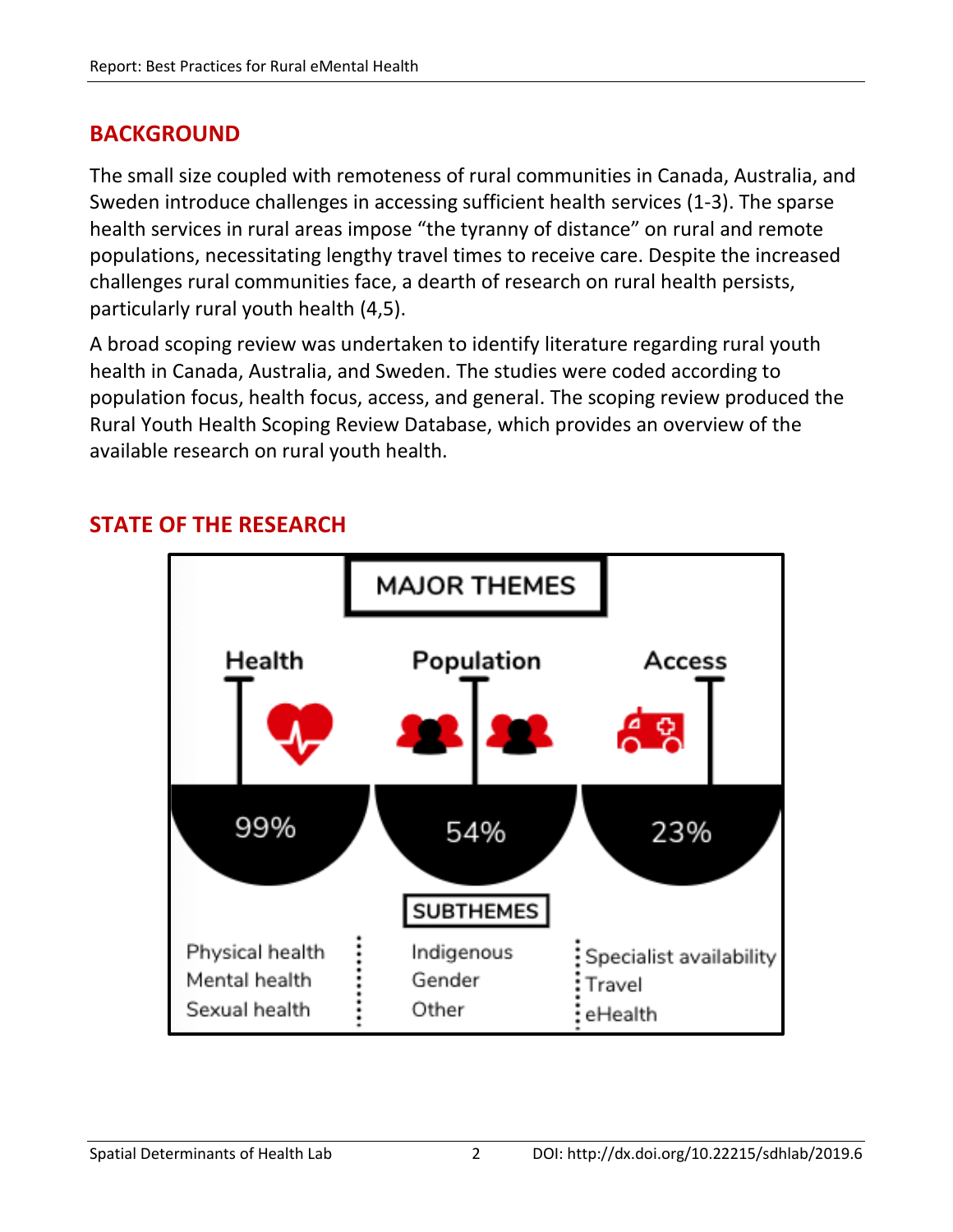## BACKGROUND

The small size coupled with remoteness of rural communities in Canada, Australia, and Sweden introduce challenges in accessing sufficient health services (1-3). The sparse health services in rural areas impose "the tyranny of distance" on rural and remote populations, necessitating lengthy travel times to receive care. Despite the increased challenges rural communities face, a dearth of research on rural health persists, particularly rural youth health (4,5).

A broad scoping review was undertaken to identify literature regarding rural youth health in Canada, Australia, and Sweden. The studies were coded according to population focus, health focus, access, and general. The scoping review produced the Rural Youth Health Scoping Review Database, which provides an overview of the available research on rural youth health.

## STATE OF THE RESEARCH

MAJOR THEMES

| Health | Population | Access |
|---|---|---|
| 99% | 54% | 23% |

SUBTHEMES

| Health | Population | Access |
|---|---|---|
| Physical health | Indigenous | Specialist availability |
| Mental health | Gender | Travel |
| Sexual health | Other | eHealth |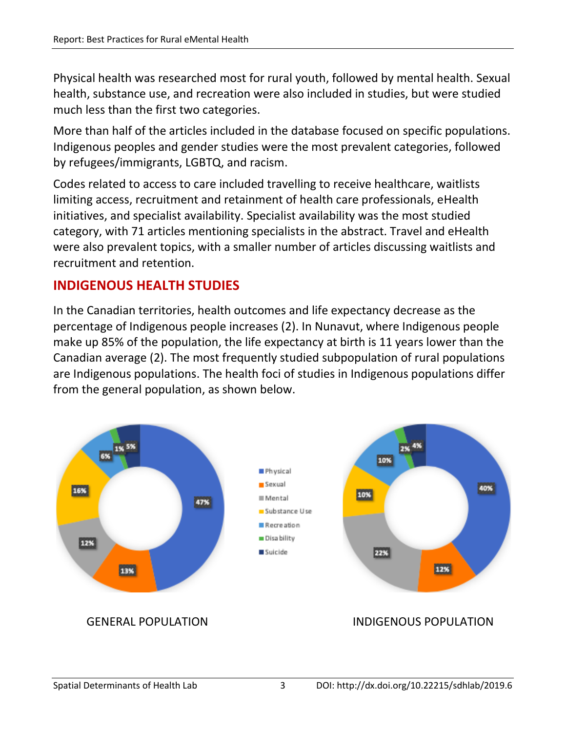Physical health was researched most for rural youth, followed by mental health. Sexual health, substance use, and recreation were also included in studies, but were studied much less than the first two categories.

More than half of the articles included in the database focused on specific populations. Indigenous peoples and gender studies were the most prevalent categories, followed by refugees/immigrants, LGBTQ, and racism.

Codes related to access to care included travelling to receive healthcare, waitlists limiting access, recruitment and retainment of health care professionals, eHealth initiatives, and specialist availability. Specialist availability was the most studied category, with 71 articles mentioning specialists in the abstract. Travel and eHealth were also prevalent topics, with a smaller number of articles discussing waitlists and recruitment and retention.

## INDIGENOUS HEALTH STUDIES

In the Canadian territories, health outcomes and life expectancy decrease as the percentage of Indigenous people increases (2). In Nunavut, where Indigenous people make up 85% of the population, the life expectancy at birth is 11 years lower than the Canadian average (2). The most frequently studied subpopulation of rural populations are Indigenous populations. The health foci of studies in Indigenous populations differ from the general population, as shown below.

| Category | General Population | Indigenous Population |
|---|---|---|
| Physical | 47% | 40% |
| Sexual | 13% | 12% |
| Mental | 12% | 22% |
| Substance Use | 16% | 10% |
| Recreation | 6% | 10% |
| Disability | 1% | 2% |
| Suicide | 5% | 4% |

GENERAL POPULATION

INDIGENOUS POPULATION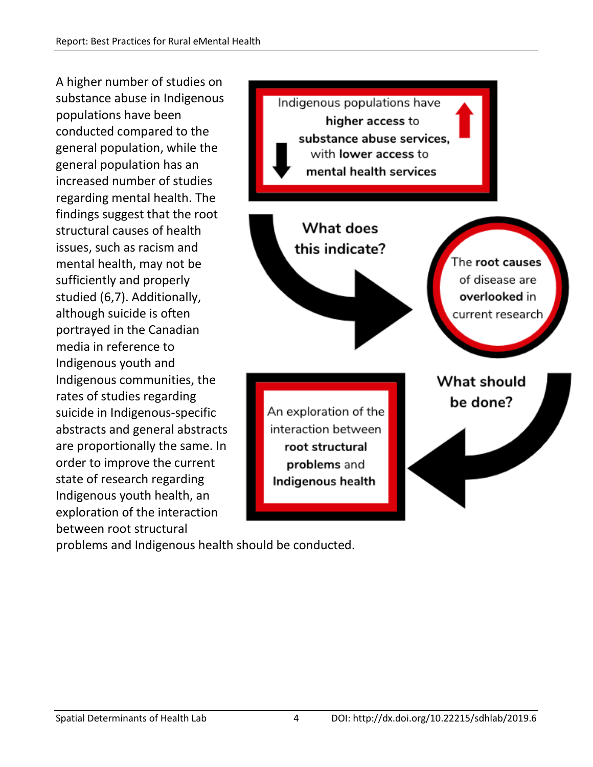A higher number of studies on substance abuse in Indigenous populations have been conducted compared to the general population, while the general population has an increased number of studies regarding mental health. The findings suggest that the root structural causes of health issues, such as racism and mental health, may not be sufficiently and properly studied (6,7). Additionally, although suicide is often portrayed in the Canadian media in reference to Indigenous youth and Indigenous communities, the rates of studies regarding suicide in Indigenous-specific abstracts and general abstracts are proportionally the same. In order to improve the current state of research regarding Indigenous youth health, an exploration of the interaction between root structural problems and Indigenous health should be conducted.

Indigenous populations have **higher access** to **substance abuse services,** with **lower access** to **mental health services**

**What does this indicate?**

The **root causes** of disease are **overlooked** in current research

**What should be done?**

An exploration of the interaction between **root structural problems** and **Indigenous health**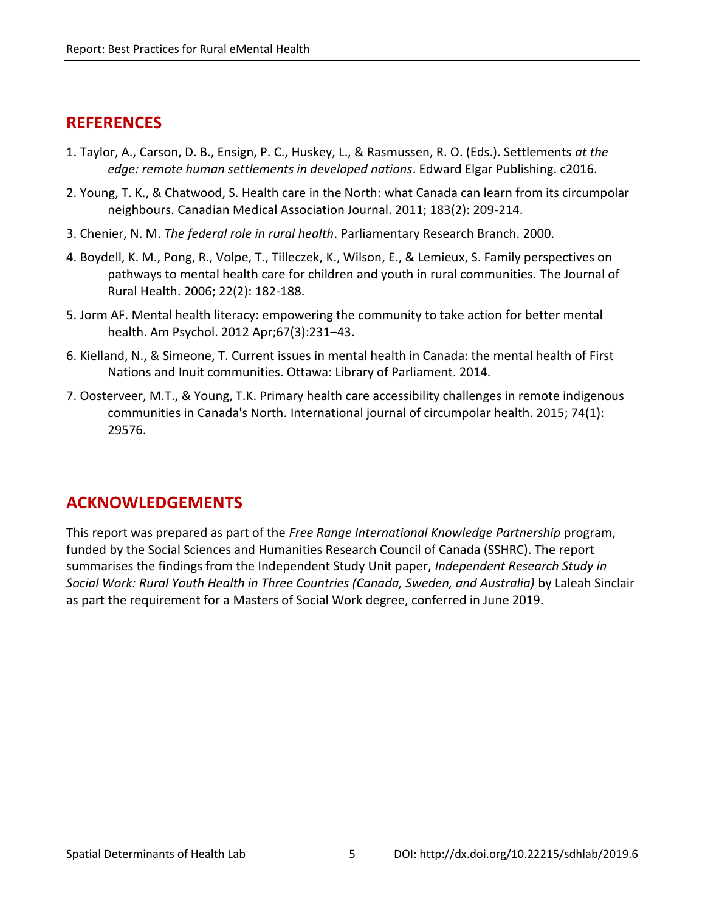## REFERENCES

1. Taylor, A., Carson, D. B., Ensign, P. C., Huskey, L., & Rasmussen, R. O. (Eds.). Settlements *at the edge: remote human settlements in developed nations*. Edward Elgar Publishing. c2016.
2. Young, T. K., & Chatwood, S. Health care in the North: what Canada can learn from its circumpolar neighbours. Canadian Medical Association Journal. 2011; 183(2): 209-214.
3. Chenier, N. M. *The federal role in rural health*. Parliamentary Research Branch. 2000.
4. Boydell, K. M., Pong, R., Volpe, T., Tilleczek, K., Wilson, E., & Lemieux, S. Family perspectives on pathways to mental health care for children and youth in rural communities. The Journal of Rural Health. 2006; 22(2): 182-188.
5. Jorm AF. Mental health literacy: empowering the community to take action for better mental health. Am Psychol. 2012 Apr;67(3):231–43.
6. Kielland, N., & Simeone, T. Current issues in mental health in Canada: the mental health of First Nations and Inuit communities. Ottawa: Library of Parliament. 2014.
7. Oosterveer, M.T., & Young, T.K. Primary health care accessibility challenges in remote indigenous communities in Canada's North. International journal of circumpolar health. 2015; 74(1): 29576.

## ACKNOWLEDGEMENTS

This report was prepared as part of the *Free Range International Knowledge Partnership* program, funded by the Social Sciences and Humanities Research Council of Canada (SSHRC). The report summarises the findings from the Independent Study Unit paper, *Independent Research Study in Social Work: Rural Youth Health in Three Countries (Canada, Sweden, and Australia)* by Laleah Sinclair as part the requirement for a Masters of Social Work degree, conferred in June 2019.